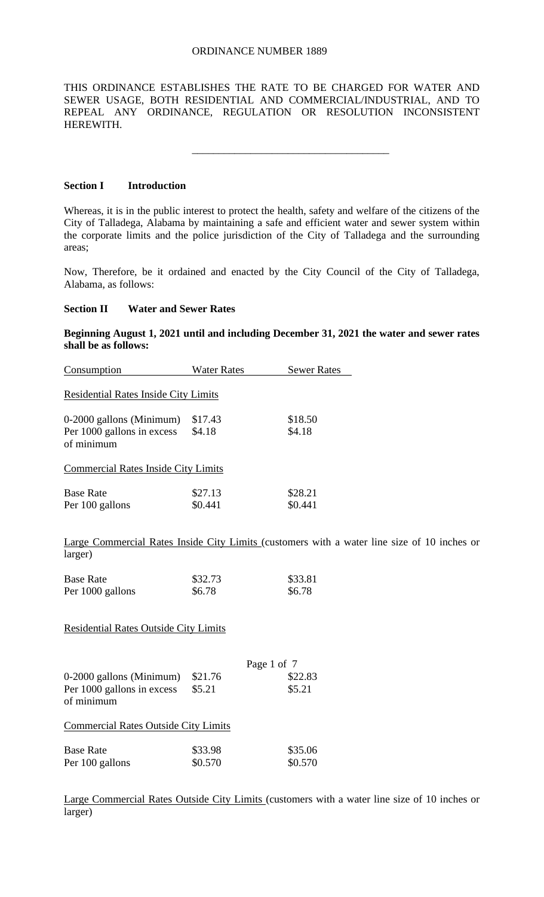ORDINANCE NUMBER 1889

THIS ORDINANCE ESTABLISHES THE RATE TO BE CHARGED FOR WATER AND SEWER USAGE, BOTH RESIDENTIAL AND COMMERCIAL/INDUSTRIAL, AND TO REPEAL ANY ORDINANCE, REGULATION OR RESOLUTION INCONSISTENT HEREWITH.

---

**Section I Introduction**

Whereas, it is in the public interest to protect the health, safety and welfare of the citizens of the City of Talladega, Alabama by maintaining a safe and efficient water and sewer system within the corporate limits and the police jurisdiction of the City of Talladega and the surrounding areas;

Now, Therefore, be it ordained and enacted by the City Council of the City of Talladega, Alabama, as follows:

**Section II Water and Sewer Rates**

**Beginning August 1, 2021 until and including December 31, 2021 the water and sewer rates shall be as follows:**

| Consumption | Water Rates | Sewer Rates |
|---|---|---|
| Residential Rates Inside City Limits | | |
| 0-2000 gallons (Minimum) | $17.43 | $18.50 |
| Per 1000 gallons in excess of minimum | $4.18 | $4.18 |
| Commercial Rates Inside City Limits | | |
| Base Rate | $27.13 | $28.21 |
| Per 100 gallons | $0.441 | $0.441 |
| Large Commercial Rates Inside City Limits (customers with a water line size of 10 inches or larger) | | |
| Base Rate | $32.73 | $33.81 |
| Per 1000 gallons | $6.78 | $6.78 |
| Residential Rates Outside City Limits | | |
| 0-2000 gallons (Minimum) | $21.76 | $22.83 |
| Per 1000 gallons in excess of minimum | $5.21 | $5.21 |
| Commercial Rates Outside City Limits | | |
| Base Rate | $33.98 | $35.06 |
| Per 100 gallons | $0.570 | $0.570 |

Large Commercial Rates Outside City Limits (customers with a water line size of 10 inches or larger)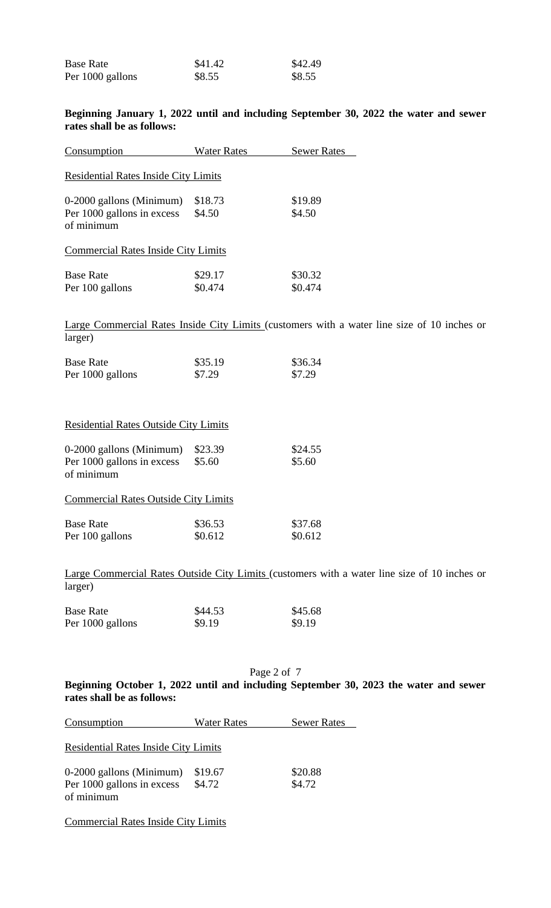| | | |
|---|---|---|
| Base Rate | $41.42 | $42.49 |
| Per 1000 gallons | $8.55 | $8.55 |

**Beginning January 1, 2022 until and including September 30, 2022 the water and sewer rates shall be as follows:**

| Consumption | Water Rates | Sewer Rates |
|---|---|---|
| Residential Rates Inside City Limits | | |
| 0-2000 gallons (Minimum) | $18.73 | $19.89 |
| Per 1000 gallons in excess of minimum | $4.50 | $4.50 |
| Commercial Rates Inside City Limits | | |
| Base Rate | $29.17 | $30.32 |
| Per 100 gallons | $0.474 | $0.474 |

Large Commercial Rates Inside City Limits (customers with a water line size of 10 inches or larger)

| | | |
|---|---|---|
| Base Rate | $35.19 | $36.34 |
| Per 1000 gallons | $7.29 | $7.29 |

Residential Rates Outside City Limits

| | | |
|---|---|---|
| 0-2000 gallons (Minimum) | $23.39 | $24.55 |
| Per 1000 gallons in excess of minimum | $5.60 | $5.60 |

Commercial Rates Outside City Limits

| | | |
|---|---|---|
| Base Rate | $36.53 | $37.68 |
| Per 100 gallons | $0.612 | $0.612 |

Large Commercial Rates Outside City Limits (customers with a water line size of 10 inches or larger)

| | | |
|---|---|---|
| Base Rate | $44.53 | $45.68 |
| Per 1000 gallons | $9.19 | $9.19 |

**Beginning October 1, 2022 until and including September 30, 2023 the water and sewer rates shall be as follows:**

| Consumption | Water Rates | Sewer Rates |
|---|---|---|
| Residential Rates Inside City Limits | | |
| 0-2000 gallons (Minimum) | $19.67 | $20.88 |
| Per 1000 gallons in excess of minimum | $4.72 | $4.72 |

Commercial Rates Inside City Limits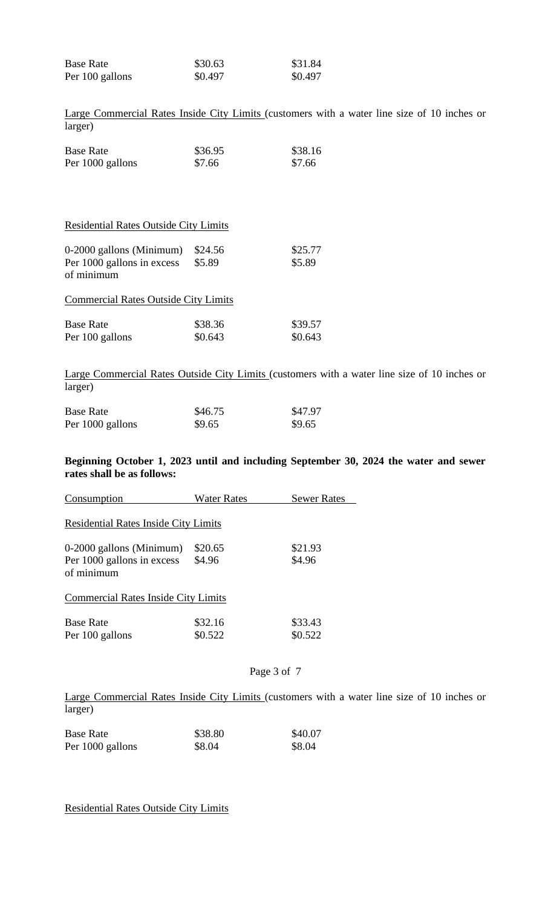| | | |
|---|---|---|
| Base Rate | $30.63 | $31.84 |
| Per 100 gallons | $0.497 | $0.497 |

Large Commercial Rates Inside City Limits (customers with a water line size of 10 inches or larger)

| | | |
|---|---|---|
| Base Rate | $36.95 | $38.16 |
| Per 1000 gallons | $7.66 | $7.66 |

Residential Rates Outside City Limits

| | | |
|---|---|---|
| 0-2000 gallons (Minimum) | $24.56 | $25.77 |
| Per 1000 gallons in excess of minimum | $5.89 | $5.89 |

Commercial Rates Outside City Limits

| | | |
|---|---|---|
| Base Rate | $38.36 | $39.57 |
| Per 100 gallons | $0.643 | $0.643 |

Large Commercial Rates Outside City Limits (customers with a water line size of 10 inches or larger)

| | | |
|---|---|---|
| Base Rate | $46.75 | $47.97 |
| Per 1000 gallons | $9.65 | $9.65 |

**Beginning October 1, 2023 until and including September 30, 2024 the water and sewer rates shall be as follows:**

| Consumption | Water Rates | Sewer Rates |
|---|---|---|

Residential Rates Inside City Limits

| | | |
|---|---|---|
| 0-2000 gallons (Minimum) | $20.65 | $21.93 |
| Per 1000 gallons in excess of minimum | $4.96 | $4.96 |

Commercial Rates Inside City Limits

| | | |
|---|---|---|
| Base Rate | $32.16 | $33.43 |
| Per 100 gallons | $0.522 | $0.522 |

Large Commercial Rates Inside City Limits (customers with a water line size of 10 inches or larger)

| | | |
|---|---|---|
| Base Rate | $38.80 | $40.07 |
| Per 1000 gallons | $8.04 | $8.04 |

Residential Rates Outside City Limits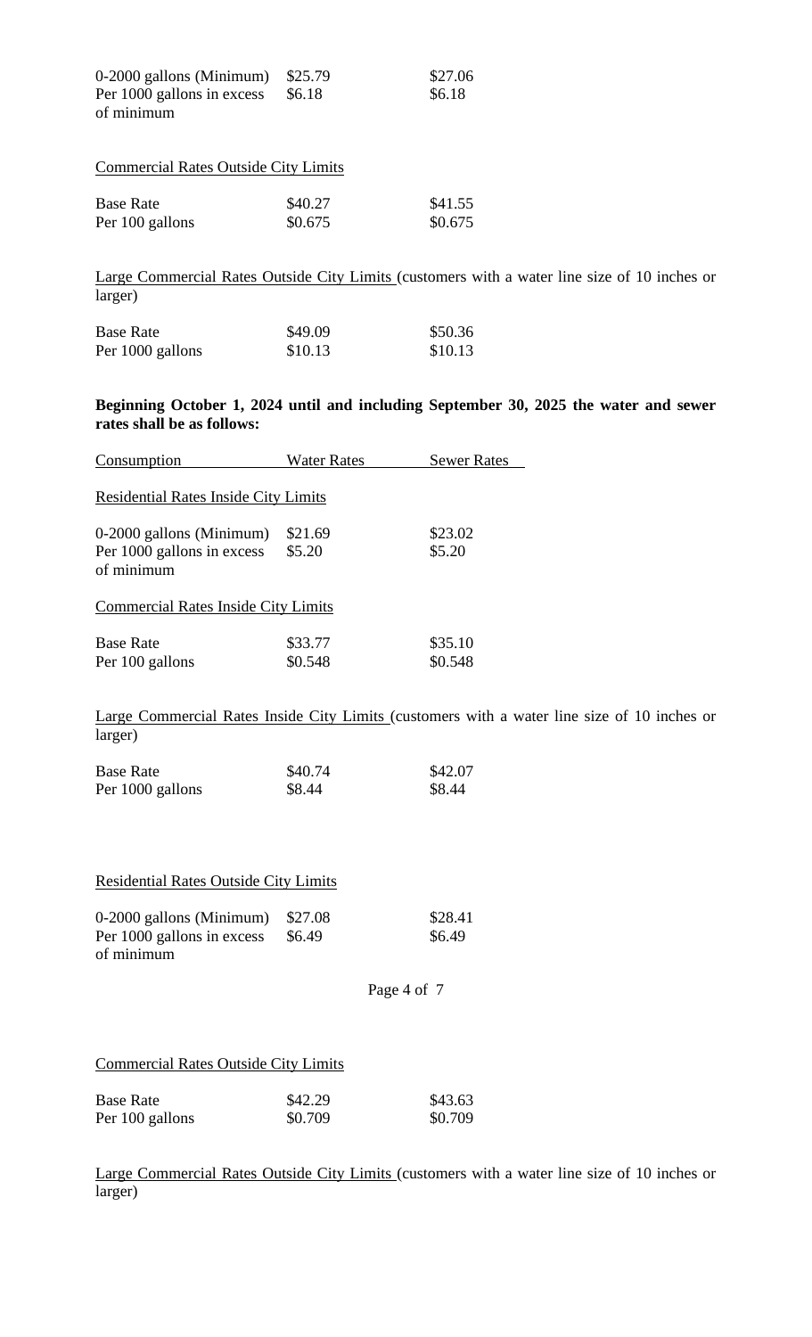| | | |
|---|---|---|
| 0-2000 gallons (Minimum) | \$25.79 | \$27.06 |
| Per 1000 gallons in excess of minimum | \$6.18 | \$6.18 |

Commercial Rates Outside City Limits

| | | |
|---|---|---|
| Base Rate | \$40.27 | \$41.55 |
| Per 100 gallons | \$0.675 | \$0.675 |

Large Commercial Rates Outside City Limits (customers with a water line size of 10 inches or larger)

| | | |
|---|---|---|
| Base Rate | \$49.09 | \$50.36 |
| Per 1000 gallons | \$10.13 | \$10.13 |

**Beginning October 1, 2024 until and including September 30, 2025 the water and sewer rates shall be as follows:**

| Consumption | Water Rates | Sewer Rates |
|---|---|---|

Residential Rates Inside City Limits

| | | |
|---|---|---|
| 0-2000 gallons (Minimum) | \$21.69 | \$23.02 |
| Per 1000 gallons in excess of minimum | \$5.20 | \$5.20 |

Commercial Rates Inside City Limits

| | | |
|---|---|---|
| Base Rate | \$33.77 | \$35.10 |
| Per 100 gallons | \$0.548 | \$0.548 |

Large Commercial Rates Inside City Limits (customers with a water line size of 10 inches or larger)

| | | |
|---|---|---|
| Base Rate | \$40.74 | \$42.07 |
| Per 1000 gallons | \$8.44 | \$8.44 |

Residential Rates Outside City Limits

| | | |
|---|---|---|
| 0-2000 gallons (Minimum) | \$27.08 | \$28.41 |
| Per 1000 gallons in excess of minimum | \$6.49 | \$6.49 |

Commercial Rates Outside City Limits

| | | |
|---|---|---|
| Base Rate | \$42.29 | \$43.63 |
| Per 100 gallons | \$0.709 | \$0.709 |

Large Commercial Rates Outside City Limits (customers with a water line size of 10 inches or larger)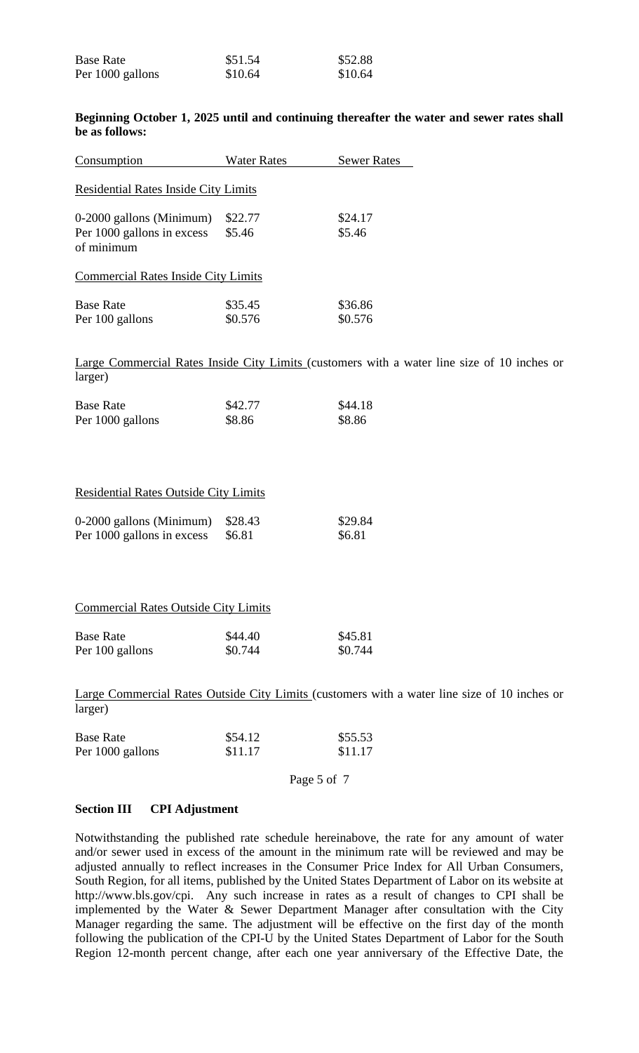| | | |
|---|---|---|
| Base Rate | \$51.54 | \$52.88 |
| Per 1000 gallons | \$10.64 | \$10.64 |

**Beginning October 1, 2025 until and continuing thereafter the water and sewer rates shall be as follows:**

| Consumption | Water Rates | Sewer Rates |
|---|---|---|
| Residential Rates Inside City Limits | | |
| 0-2000 gallons (Minimum) | \$22.77 | \$24.17 |
| Per 1000 gallons in excess of minimum | \$5.46 | \$5.46 |
| Commercial Rates Inside City Limits | | |
| Base Rate | \$35.45 | \$36.86 |
| Per 100 gallons | \$0.576 | \$0.576 |

Large Commercial Rates Inside City Limits (customers with a water line size of 10 inches or larger)

| | | |
|---|---|---|
| Base Rate | \$42.77 | \$44.18 |
| Per 1000 gallons | \$8.86 | \$8.86 |

Residential Rates Outside City Limits

| | | |
|---|---|---|
| 0-2000 gallons (Minimum) | \$28.43 | \$29.84 |
| Per 1000 gallons in excess | \$6.81 | \$6.81 |

Commercial Rates Outside City Limits

| | | |
|---|---|---|
| Base Rate | \$44.40 | \$45.81 |
| Per 100 gallons | \$0.744 | \$0.744 |

Large Commercial Rates Outside City Limits (customers with a water line size of 10 inches or larger)

| | | |
|---|---|---|
| Base Rate | \$54.12 | \$55.53 |
| Per 1000 gallons | \$11.17 | \$11.17 |

**Section III CPI Adjustment**

Notwithstanding the published rate schedule hereinabove, the rate for any amount of water and/or sewer used in excess of the amount in the minimum rate will be reviewed and may be adjusted annually to reflect increases in the Consumer Price Index for All Urban Consumers, South Region, for all items, published by the United States Department of Labor on its website at http://www.bls.gov/cpi. Any such increase in rates as a result of changes to CPI shall be implemented by the Water & Sewer Department Manager after consultation with the City Manager regarding the same. The adjustment will be effective on the first day of the month following the publication of the CPI-U by the United States Department of Labor for the South Region 12-month percent change, after each one year anniversary of the Effective Date, the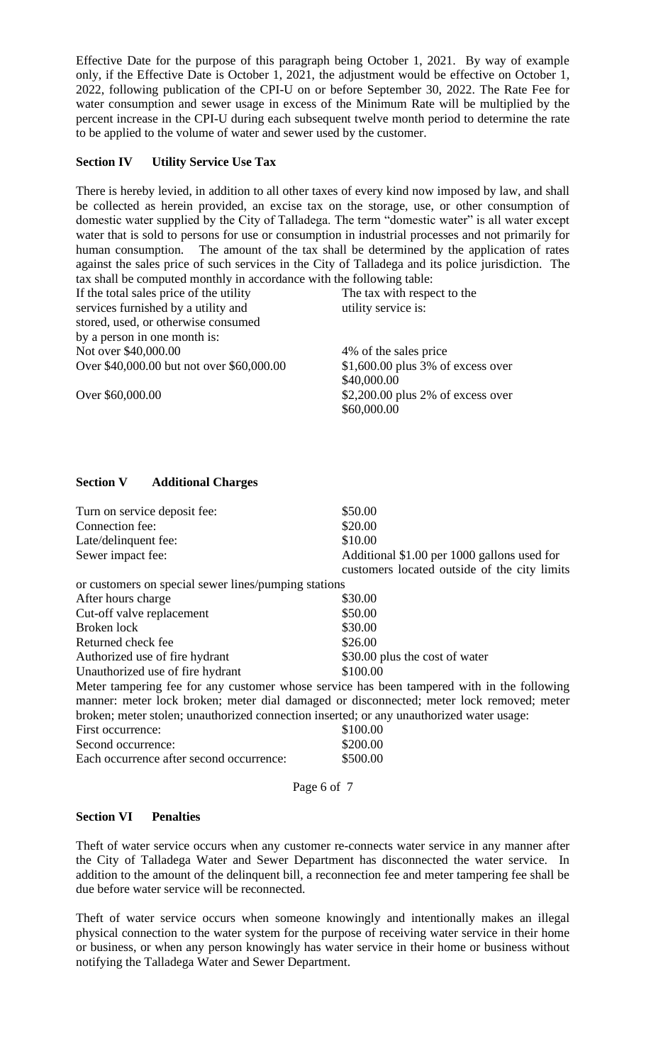Effective Date for the purpose of this paragraph being October 1, 2021. By way of example only, if the Effective Date is October 1, 2021, the adjustment would be effective on October 1, 2022, following publication of the CPI-U on or before September 30, 2022. The Rate Fee for water consumption and sewer usage in excess of the Minimum Rate will be multiplied by the percent increase in the CPI-U during each subsequent twelve month period to determine the rate to be applied to the volume of water and sewer used by the customer.

## Section IV Utility Service Use Tax

There is hereby levied, in addition to all other taxes of every kind now imposed by law, and shall be collected as herein provided, an excise tax on the storage, use, or other consumption of domestic water supplied by the City of Talladega. The term "domestic water" is all water except water that is sold to persons for use or consumption in industrial processes and not primarily for human consumption. The amount of the tax shall be determined by the application of rates against the sales price of such services in the City of Talladega and its police jurisdiction. The tax shall be computed monthly in accordance with the following table:

| If the total sales price of the utility services furnished by a utility and stored, used, or otherwise consumed by a person in one month is: | The tax with respect to the utility service is: |
|---|---|
| Not over \$40,000.00 | 4% of the sales price |
| Over \$40,000.00 but not over \$60,000.00 | \$1,600.00 plus 3% of excess over \$40,000.00 |
| Over \$60,000.00 | \$2,200.00 plus 2% of excess over \$60,000.00 |

## Section V Additional Charges

| | |
|---|---|
| Turn on service deposit fee: | \$50.00 |
| Connection fee: | \$20.00 |
| Late/delinquent fee: | \$10.00 |
| Sewer impact fee: | Additional \$1.00 per 1000 gallons used for customers located outside of the city limits or customers on special sewer lines/pumping stations |
| After hours charge | \$30.00 |
| Cut-off valve replacement | \$50.00 |
| Broken lock | \$30.00 |
| Returned check fee | \$26.00 |
| Authorized use of fire hydrant | \$30.00 plus the cost of water |
| Unauthorized use of fire hydrant | \$100.00 |

Meter tampering fee for any customer whose service has been tampered with in the following manner: meter lock broken; meter dial damaged or disconnected; meter lock removed; meter broken; meter stolen; unauthorized connection inserted; or any unauthorized water usage:

| | |
|---|---|
| First occurrence: | \$100.00 |
| Second occurrence: | \$200.00 |
| Each occurrence after second occurrence: | \$500.00 |

## Section VI Penalties

Theft of water service occurs when any customer re-connects water service in any manner after the City of Talladega Water and Sewer Department has disconnected the water service. In addition to the amount of the delinquent bill, a reconnection fee and meter tampering fee shall be due before water service will be reconnected.

Theft of water service occurs when someone knowingly and intentionally makes an illegal physical connection to the water system for the purpose of receiving water service in their home or business, or when any person knowingly has water service in their home or business without notifying the Talladega Water and Sewer Department.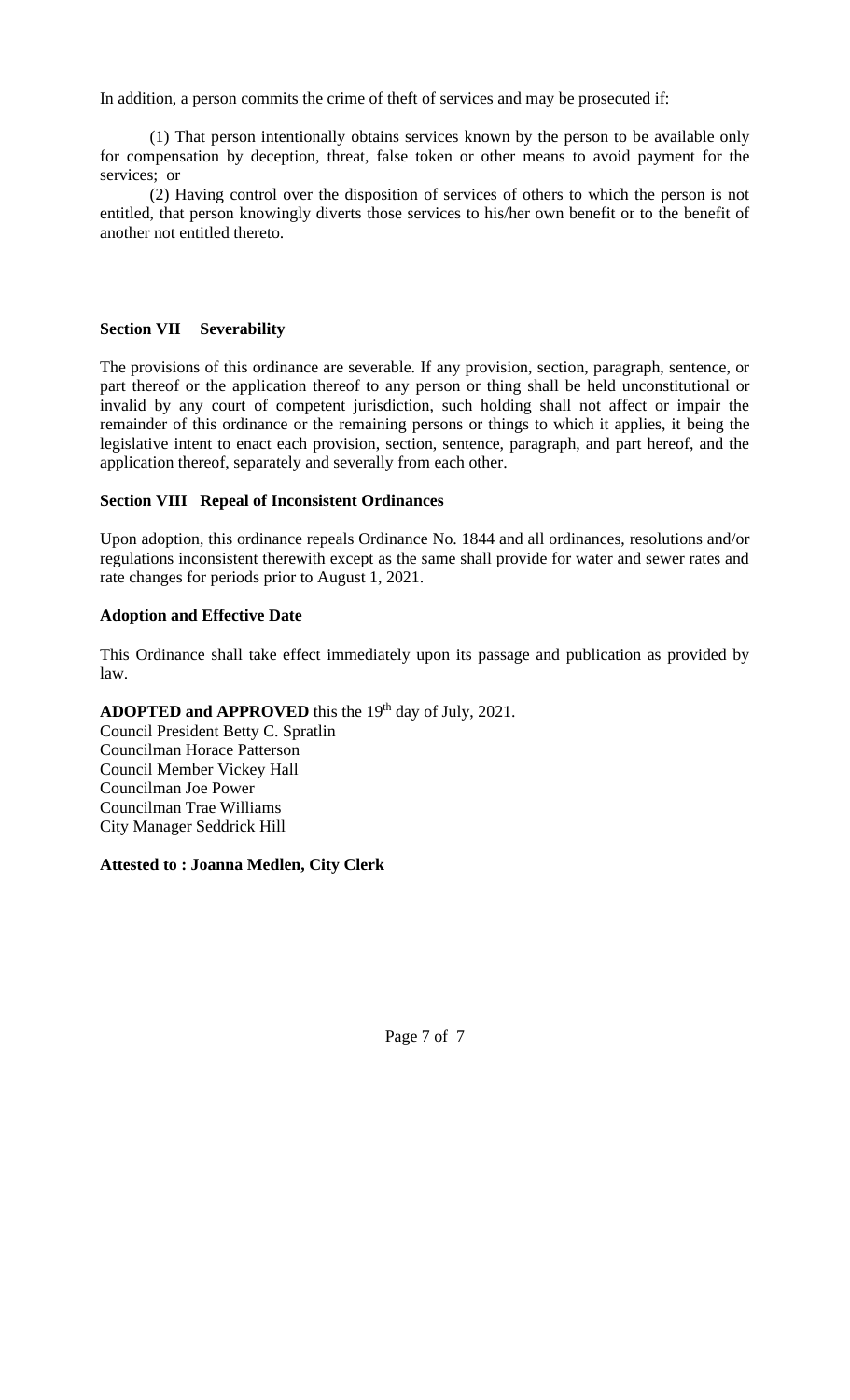In addition, a person commits the crime of theft of services and may be prosecuted if:

(1) That person intentionally obtains services known by the person to be available only for compensation by deception, threat, false token or other means to avoid payment for the services; or

(2) Having control over the disposition of services of others to which the person is not entitled, that person knowingly diverts those services to his/her own benefit or to the benefit of another not entitled thereto.

**Section VII Severability**

The provisions of this ordinance are severable. If any provision, section, paragraph, sentence, or part thereof or the application thereof to any person or thing shall be held unconstitutional or invalid by any court of competent jurisdiction, such holding shall not affect or impair the remainder of this ordinance or the remaining persons or things to which it applies, it being the legislative intent to enact each provision, section, sentence, paragraph, and part hereof, and the application thereof, separately and severally from each other.

**Section VIII Repeal of Inconsistent Ordinances**

Upon adoption, this ordinance repeals Ordinance No. 1844 and all ordinances, resolutions and/or regulations inconsistent therewith except as the same shall provide for water and sewer rates and rate changes for periods prior to August 1, 2021.

**Adoption and Effective Date**

This Ordinance shall take effect immediately upon its passage and publication as provided by law.

**ADOPTED and APPROVED** this the 19th day of July, 2021.
Council President Betty C. Spratlin
Councilman Horace Patterson
Council Member Vickey Hall
Councilman Joe Power
Councilman Trae Williams
City Manager Seddrick Hill

**Attested to : Joanna Medlen, City Clerk**